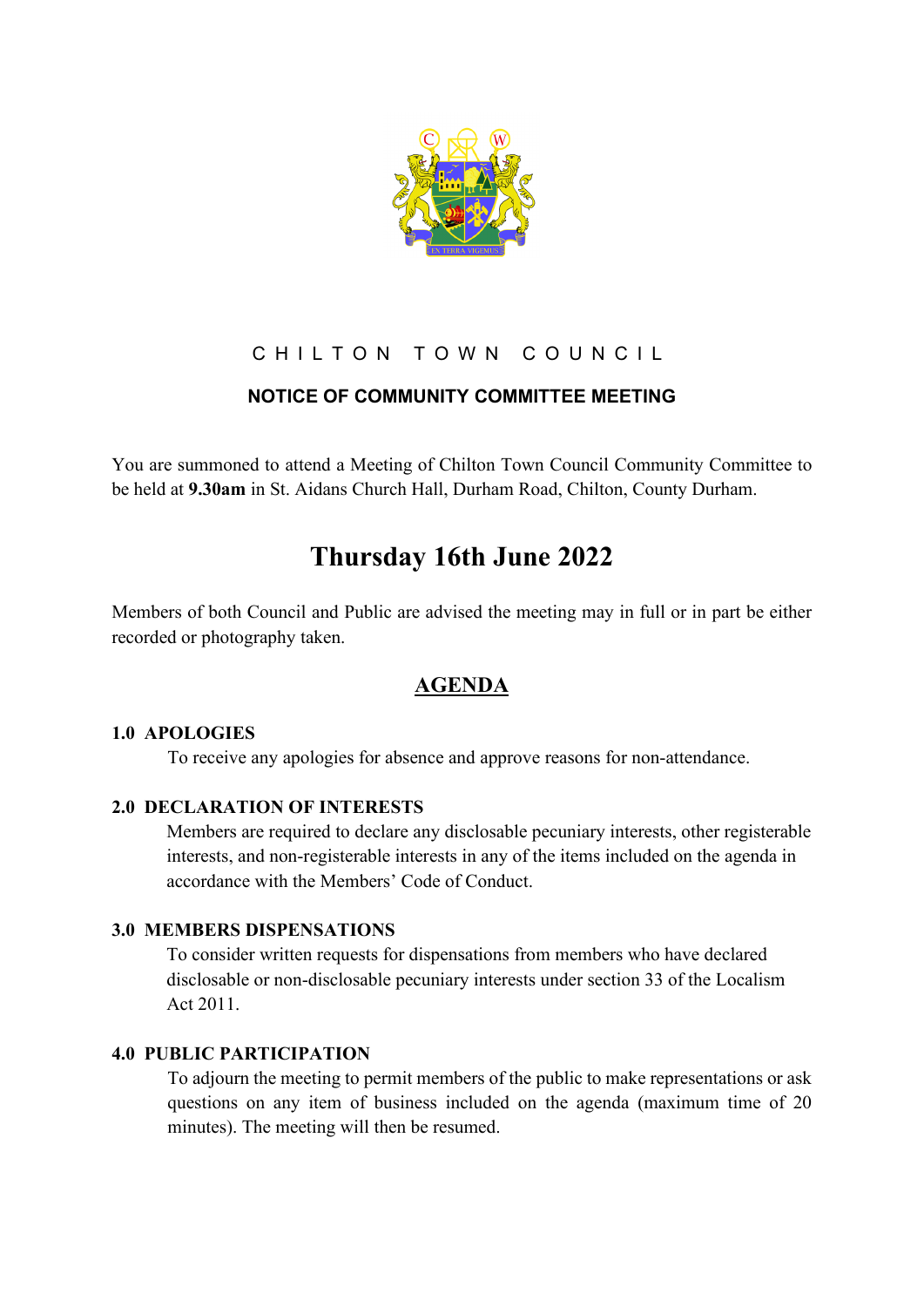# CHILTON TOWN COUNCIL

## NOTICE OF COMMUNITY COMMITTEE MEETING

You are summoned to attend a Meeting of Chilton Town Council Community Committee to be held at **9.30am** in St. Aidans Church Hall, Durham Road, Chilton, County Durham.

# Thursday 16th June 2022

Members of both Council and Public are advised the meeting may in full or in part be either recorded or photography taken.

## AGENDA

### 1.0 APOLOGIES

To receive any apologies for absence and approve reasons for non-attendance.

### 2.0 DECLARATION OF INTERESTS

Members are required to declare any disclosable pecuniary interests, other registerable interests, and non-registerable interests in any of the items included on the agenda in accordance with the Members' Code of Conduct.

### 3.0 MEMBERS DISPENSATIONS

To consider written requests for dispensations from members who have declared disclosable or non-disclosable pecuniary interests under section 33 of the Localism Act 2011.

### 4.0 PUBLIC PARTICIPATION

To adjourn the meeting to permit members of the public to make representations or ask questions on any item of business included on the agenda (maximum time of 20 minutes). The meeting will then be resumed.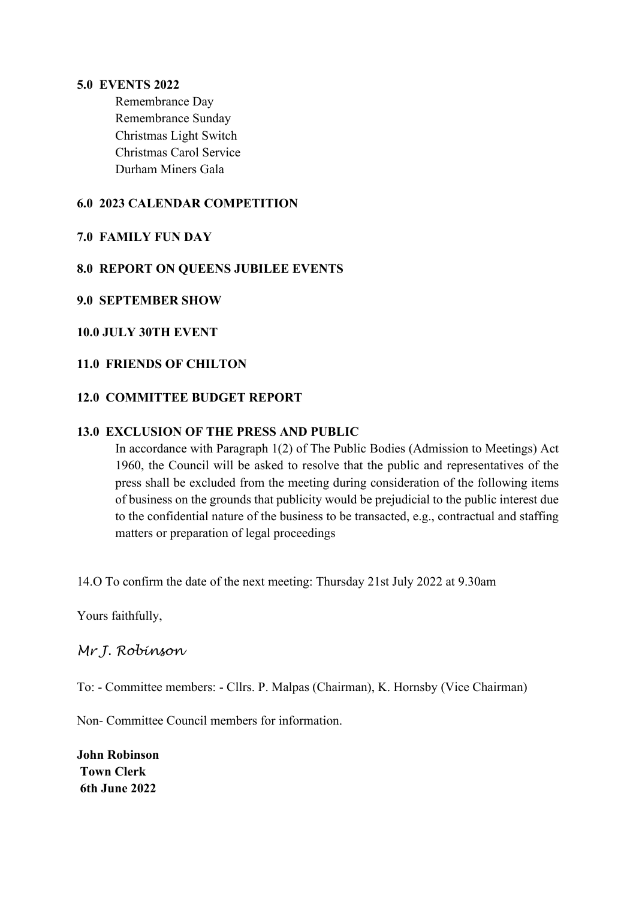**5.0 EVENTS 2022**

Remembrance Day
Remembrance Sunday
Christmas Light Switch
Christmas Carol Service
Durham Miners Gala

**6.0 2023 CALENDAR COMPETITION**

**7.0 FAMILY FUN DAY**

**8.0 REPORT ON QUEENS JUBILEE EVENTS**

**9.0 SEPTEMBER SHOW**

**10.0 JULY 30TH EVENT**

**11.0 FRIENDS OF CHILTON**

**12.0 COMMITTEE BUDGET REPORT**

**13.0 EXCLUSION OF THE PRESS AND PUBLIC**

In accordance with Paragraph 1(2) of The Public Bodies (Admission to Meetings) Act 1960, the Council will be asked to resolve that the public and representatives of the press shall be excluded from the meeting during consideration of the following items of business on the grounds that publicity would be prejudicial to the public interest due to the confidential nature of the business to be transacted, e.g., contractual and staffing matters or preparation of legal proceedings

14.O To confirm the date of the next meeting: Thursday 21st July 2022 at 9.30am

Yours faithfully,

*Mr J. Robinson*

To: - Committee members: - Cllrs. P. Malpas (Chairman), K. Hornsby (Vice Chairman)

Non- Committee Council members for information.

**John Robinson**
**Town Clerk**
**6th June 2022**